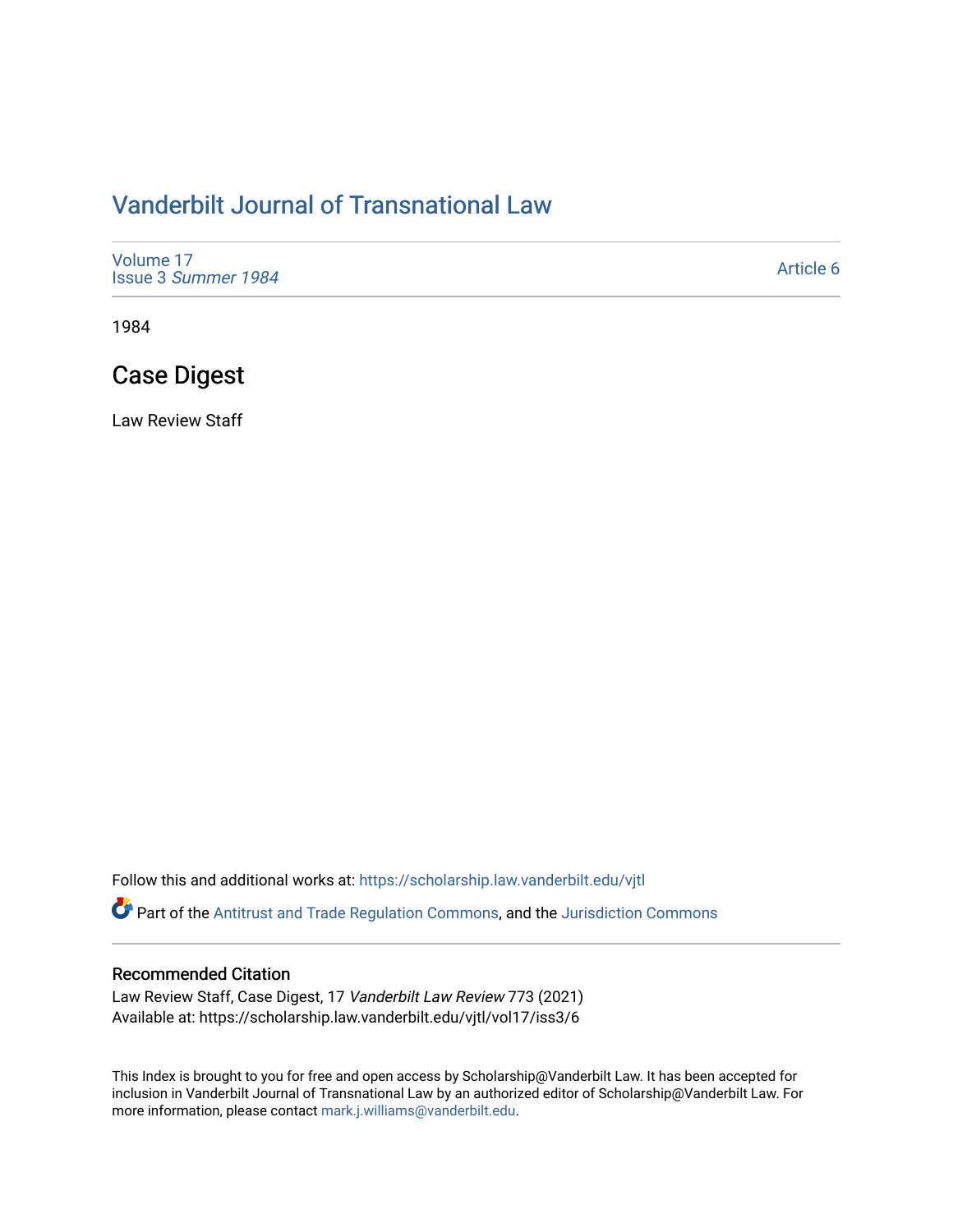# Vanderbilt Journal of Transnational Law

Volume 17
Issue 3 *Summer 1984*

Article 6

1984

## Case Digest

Law Review Staff

Follow this and additional works at: https://scholarship.law.vanderbilt.edu/vjtl

Part of the Antitrust and Trade Regulation Commons, and the Jurisdiction Commons

### Recommended Citation

Law Review Staff, Case Digest, 17 *Vanderbilt Law Review* 773 (2021)
Available at: https://scholarship.law.vanderbilt.edu/vjtl/vol17/iss3/6

This Index is brought to you for free and open access by Scholarship@Vanderbilt Law. It has been accepted for inclusion in Vanderbilt Journal of Transnational Law by an authorized editor of Scholarship@Vanderbilt Law. For more information, please contact mark.j.williams@vanderbilt.edu.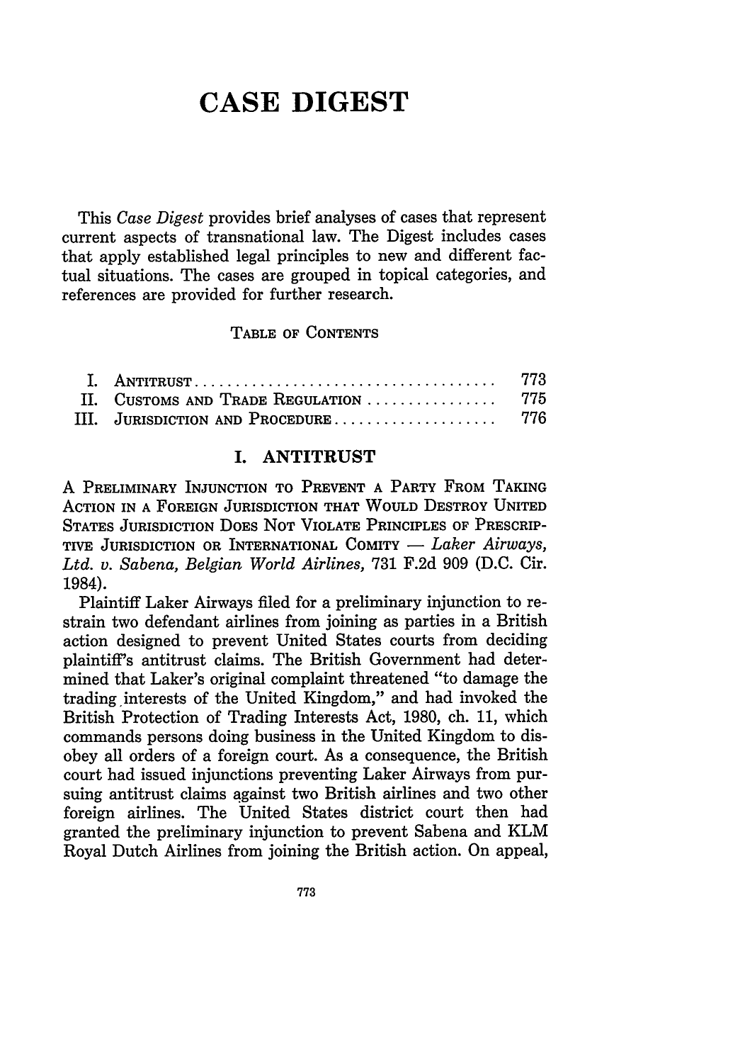# CASE DIGEST

This *Case Digest* provides brief analyses of cases that represent current aspects of transnational law. The Digest includes cases that apply established legal principles to new and different factual situations. The cases are grouped in topical categories, and references are provided for further research.

TABLE OF CONTENTS

| | | |
|---|---|---|
| I. | ANTITRUST | 773 |
| II. | CUSTOMS AND TRADE REGULATION | 775 |
| III. | JURISDICTION AND PROCEDURE | 776 |

## I. ANTITRUST

A PRELIMINARY INJUNCTION TO PREVENT A PARTY FROM TAKING ACTION IN A FOREIGN JURISDICTION THAT WOULD DESTROY UNITED STATES JURISDICTION DOES NOT VIOLATE PRINCIPLES OF PRESCRIPTIVE JURISDICTION OR INTERNATIONAL COMITY — *Laker Airways, Ltd. v. Sabena, Belgian World Airlines*, 731 F.2d 909 (D.C. Cir. 1984).

Plaintiff Laker Airways filed for a preliminary injunction to restrain two defendant airlines from joining as parties in a British action designed to prevent United States courts from deciding plaintiff's antitrust claims. The British Government had determined that Laker's original complaint threatened "to damage the trading interests of the United Kingdom," and had invoked the British Protection of Trading Interests Act, 1980, ch. 11, which commands persons doing business in the United Kingdom to disobey all orders of a foreign court. As a consequence, the British court had issued injunctions preventing Laker Airways from pursuing antitrust claims against two British airlines and two other foreign airlines. The United States district court then had granted the preliminary injunction to prevent Sabena and KLM Royal Dutch Airlines from joining the British action. On appeal,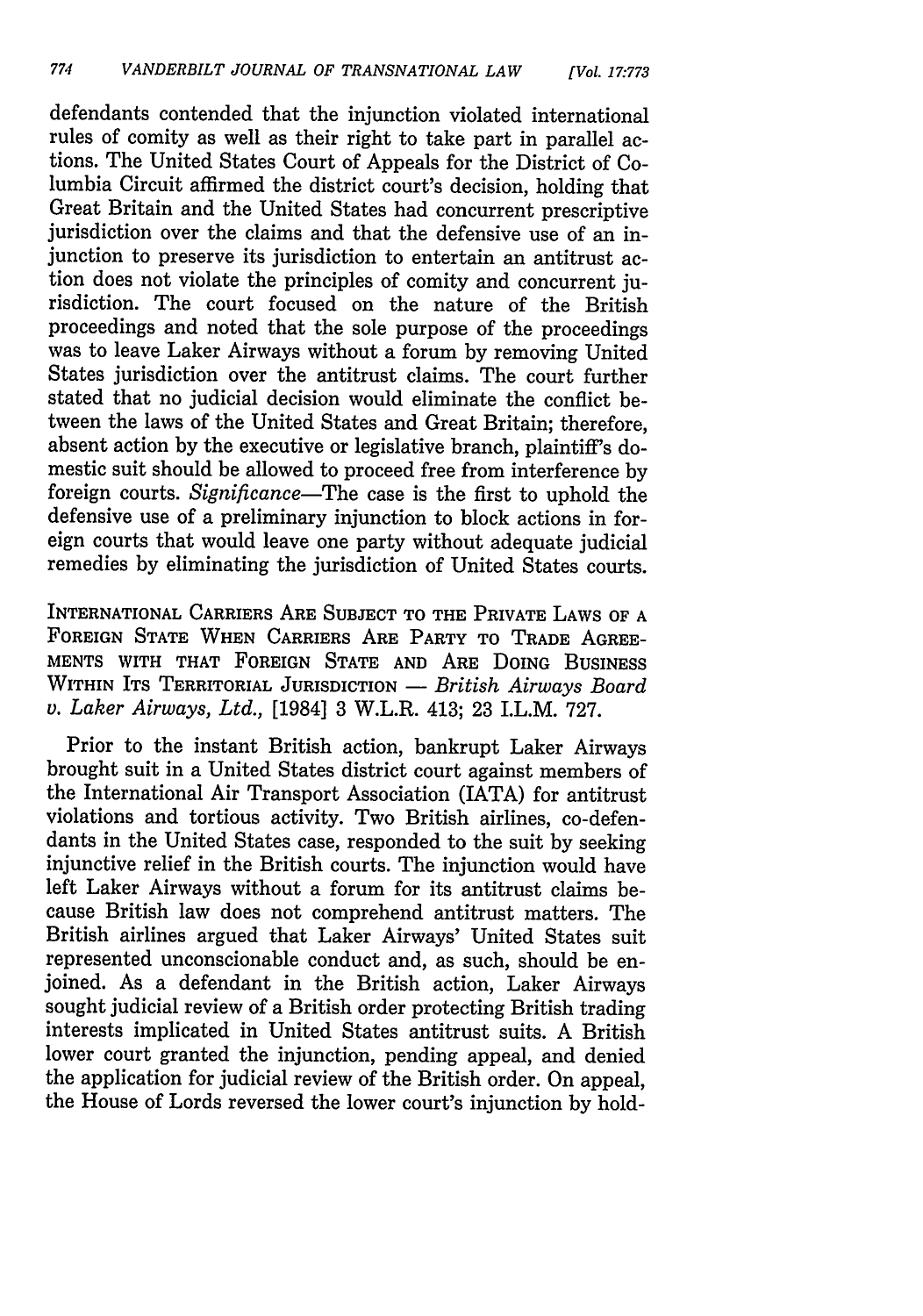defendants contended that the injunction violated international rules of comity as well as their right to take part in parallel actions. The United States Court of Appeals for the District of Columbia Circuit affirmed the district court's decision, holding that Great Britain and the United States had concurrent prescriptive jurisdiction over the claims and that the defensive use of an injunction to preserve its jurisdiction to entertain an antitrust action does not violate the principles of comity and concurrent jurisdiction. The court focused on the nature of the British proceedings and noted that the sole purpose of the proceedings was to leave Laker Airways without a forum by removing United States jurisdiction over the antitrust claims. The court further stated that no judicial decision would eliminate the conflict between the laws of the United States and Great Britain; therefore, absent action by the executive or legislative branch, plaintiff's domestic suit should be allowed to proceed free from interference by foreign courts. *Significance*—The case is the first to uphold the defensive use of a preliminary injunction to block actions in foreign courts that would leave one party without adequate judicial remedies by eliminating the jurisdiction of United States courts.

INTERNATIONAL CARRIERS ARE SUBJECT TO THE PRIVATE LAWS OF A FOREIGN STATE WHEN CARRIERS ARE PARTY TO TRADE AGREEMENTS WITH THAT FOREIGN STATE AND ARE DOING BUSINESS WITHIN ITS TERRITORIAL JURISDICTION — *British Airways Board v. Laker Airways, Ltd.*, [1984] 3 W.L.R. 413; 23 I.L.M. 727.

Prior to the instant British action, bankrupt Laker Airways brought suit in a United States district court against members of the International Air Transport Association (IATA) for antitrust violations and tortious activity. Two British airlines, co-defendants in the United States case, responded to the suit by seeking injunctive relief in the British courts. The injunction would have left Laker Airways without a forum for its antitrust claims because British law does not comprehend antitrust matters. The British airlines argued that Laker Airways' United States suit represented unconscionable conduct and, as such, should be enjoined. As a defendant in the British action, Laker Airways sought judicial review of a British order protecting British trading interests implicated in United States antitrust suits. A British lower court granted the injunction, pending appeal, and denied the application for judicial review of the British order. On appeal, the House of Lords reversed the lower court's injunction by hold-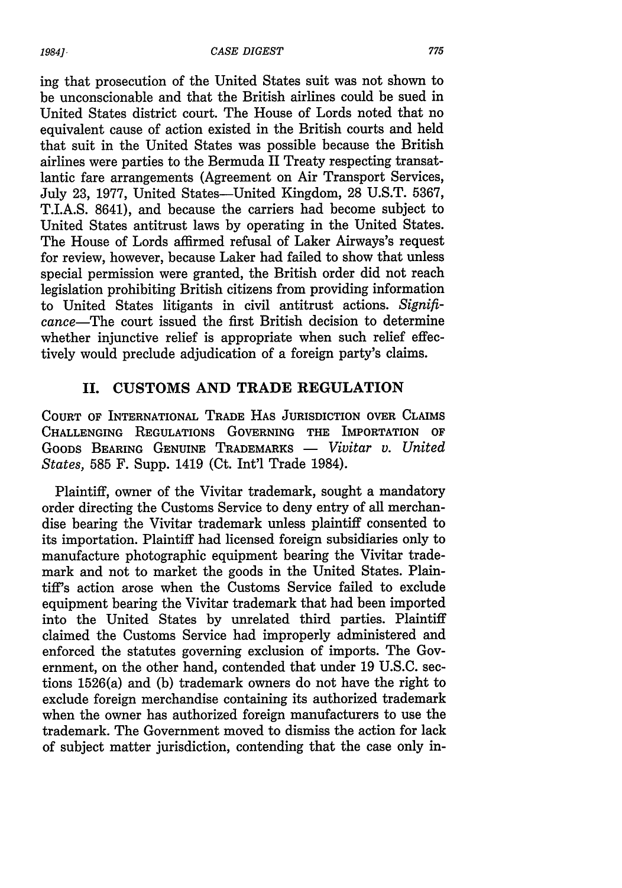ing that prosecution of the United States suit was not shown to be unconscionable and that the British airlines could be sued in United States district court. The House of Lords noted that no equivalent cause of action existed in the British courts and held that suit in the United States was possible because the British airlines were parties to the Bermuda II Treaty respecting transatlantic fare arrangements (Agreement on Air Transport Services, July 23, 1977, United States—United Kingdom, 28 U.S.T. 5367, T.I.A.S. 8641), and because the carriers had become subject to United States antitrust laws by operating in the United States. The House of Lords affirmed refusal of Laker Airways's request for review, however, because Laker had failed to show that unless special permission were granted, the British order did not reach legislation prohibiting British citizens from providing information to United States litigants in civil antitrust actions. *Significance*—The court issued the first British decision to determine whether injunctive relief is appropriate when such relief effectively would preclude adjudication of a foreign party's claims.

## II. CUSTOMS AND TRADE REGULATION

COURT OF INTERNATIONAL TRADE HAS JURISDICTION OVER CLAIMS CHALLENGING REGULATIONS GOVERNING THE IMPORTATION OF GOODS BEARING GENUINE TRADEMARKS — *Vivitar v. United States,* 585 F. Supp. 1419 (Ct. Int'l Trade 1984).

Plaintiff, owner of the Vivitar trademark, sought a mandatory order directing the Customs Service to deny entry of all merchandise bearing the Vivitar trademark unless plaintiff consented to its importation. Plaintiff had licensed foreign subsidiaries only to manufacture photographic equipment bearing the Vivitar trademark and not to market the goods in the United States. Plaintiff's action arose when the Customs Service failed to exclude equipment bearing the Vivitar trademark that had been imported into the United States by unrelated third parties. Plaintiff claimed the Customs Service had improperly administered and enforced the statutes governing exclusion of imports. The Government, on the other hand, contended that under 19 U.S.C. sections 1526(a) and (b) trademark owners do not have the right to exclude foreign merchandise containing its authorized trademark when the owner has authorized foreign manufacturers to use the trademark. The Government moved to dismiss the action for lack of subject matter jurisdiction, contending that the case only in-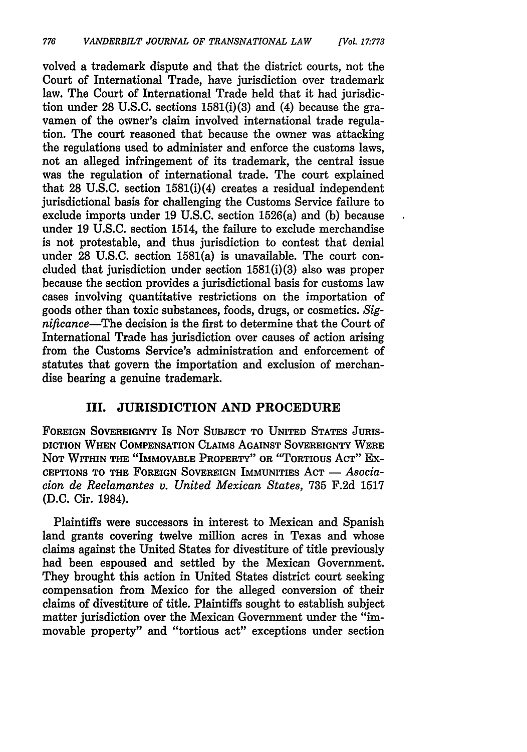volved a trademark dispute and that the district courts, not the Court of International Trade, have jurisdiction over trademark law. The Court of International Trade held that it had jurisdiction under 28 U.S.C. sections 1581(i)(3) and (4) because the gravamen of the owner's claim involved international trade regulation. The court reasoned that because the owner was attacking the regulations used to administer and enforce the customs laws, not an alleged infringement of its trademark, the central issue was the regulation of international trade. The court explained that 28 U.S.C. section 1581(i)(4) creates a residual independent jurisdictional basis for challenging the Customs Service failure to exclude imports under 19 U.S.C. section 1526(a) and (b) because under 19 U.S.C. section 1514, the failure to exclude merchandise is not protestable, and thus jurisdiction to contest that denial under 28 U.S.C. section 1581(a) is unavailable. The court concluded that jurisdiction under section 1581(i)(3) also was proper because the section provides a jurisdictional basis for customs law cases involving quantitative restrictions on the importation of goods other than toxic substances, foods, drugs, or cosmetics. *Significance*—The decision is the first to determine that the Court of International Trade has jurisdiction over causes of action arising from the Customs Service's administration and enforcement of statutes that govern the importation and exclusion of merchandise bearing a genuine trademark.

## III. JURISDICTION AND PROCEDURE

FOREIGN SOVEREIGNTY IS NOT SUBJECT TO UNITED STATES JURISDICTION WHEN COMPENSATION CLAIMS AGAINST SOVEREIGNTY WERE NOT WITHIN THE "IMMOVABLE PROPERTY" OR "TORTIOUS ACT" EXCEPTIONS TO THE FOREIGN SOVEREIGN IMMUNITIES ACT — *Asociacion de Reclamantes v. United Mexican States*, 735 F.2d 1517 (D.C. Cir. 1984).

Plaintiffs were successors in interest to Mexican and Spanish land grants covering twelve million acres in Texas and whose claims against the United States for divestiture of title previously had been espoused and settled by the Mexican Government. They brought this action in United States district court seeking compensation from Mexico for the alleged conversion of their claims of divestiture of title. Plaintiffs sought to establish subject matter jurisdiction over the Mexican Government under the "immovable property" and "tortious act" exceptions under section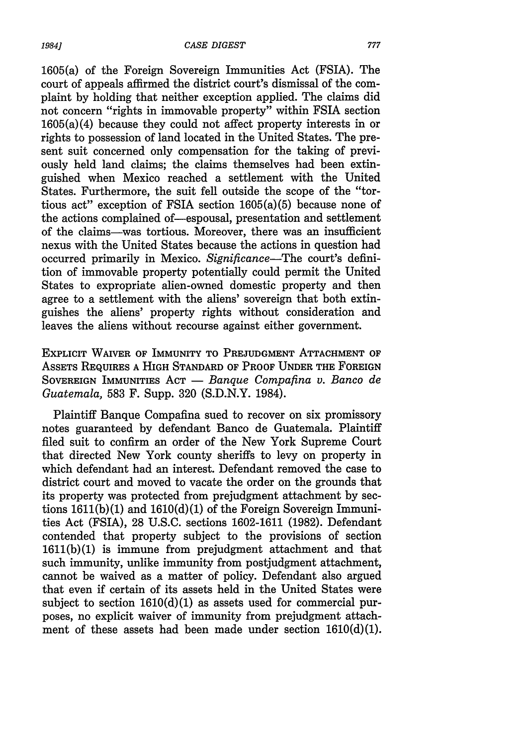1605(a) of the Foreign Sovereign Immunities Act (FSIA). The court of appeals affirmed the district court's dismissal of the complaint by holding that neither exception applied. The claims did not concern "rights in immovable property" within FSIA section 1605(a)(4) because they could not affect property interests in or rights to possession of land located in the United States. The present suit concerned only compensation for the taking of previously held land claims; the claims themselves had been extinguished when Mexico reached a settlement with the United States. Furthermore, the suit fell outside the scope of the "tortious act" exception of FSIA section 1605(a)(5) because none of the actions complained of—espousal, presentation and settlement of the claims—was tortious. Moreover, there was an insufficient nexus with the United States because the actions in question had occurred primarily in Mexico. *Significance*—The court's definition of immovable property potentially could permit the United States to expropriate alien-owned domestic property and then agree to a settlement with the aliens' sovereign that both extinguishes the aliens' property rights without consideration and leaves the aliens without recourse against either government.

EXPLICIT WAIVER OF IMMUNITY TO PREJUDGMENT ATTACHMENT OF ASSETS REQUIRES A HIGH STANDARD OF PROOF UNDER THE FOREIGN SOVEREIGN IMMUNITIES ACT — *Banque Compafina v. Banco de Guatemala,* 583 F. Supp. 320 (S.D.N.Y. 1984).

Plaintiff Banque Compafina sued to recover on six promissory notes guaranteed by defendant Banco de Guatemala. Plaintiff filed suit to confirm an order of the New York Supreme Court that directed New York county sheriffs to levy on property in which defendant had an interest. Defendant removed the case to district court and moved to vacate the order on the grounds that its property was protected from prejudgment attachment by sections 1611(b)(1) and 1610(d)(1) of the Foreign Sovereign Immunities Act (FSIA), 28 U.S.C. sections 1602-1611 (1982). Defendant contended that property subject to the provisions of section 1611(b)(1) is immune from prejudgment attachment and that such immunity, unlike immunity from postjudgment attachment, cannot be waived as a matter of policy. Defendant also argued that even if certain of its assets held in the United States were subject to section 1610(d)(1) as assets used for commercial purposes, no explicit waiver of immunity from prejudgment attachment of these assets had been made under section 1610(d)(1).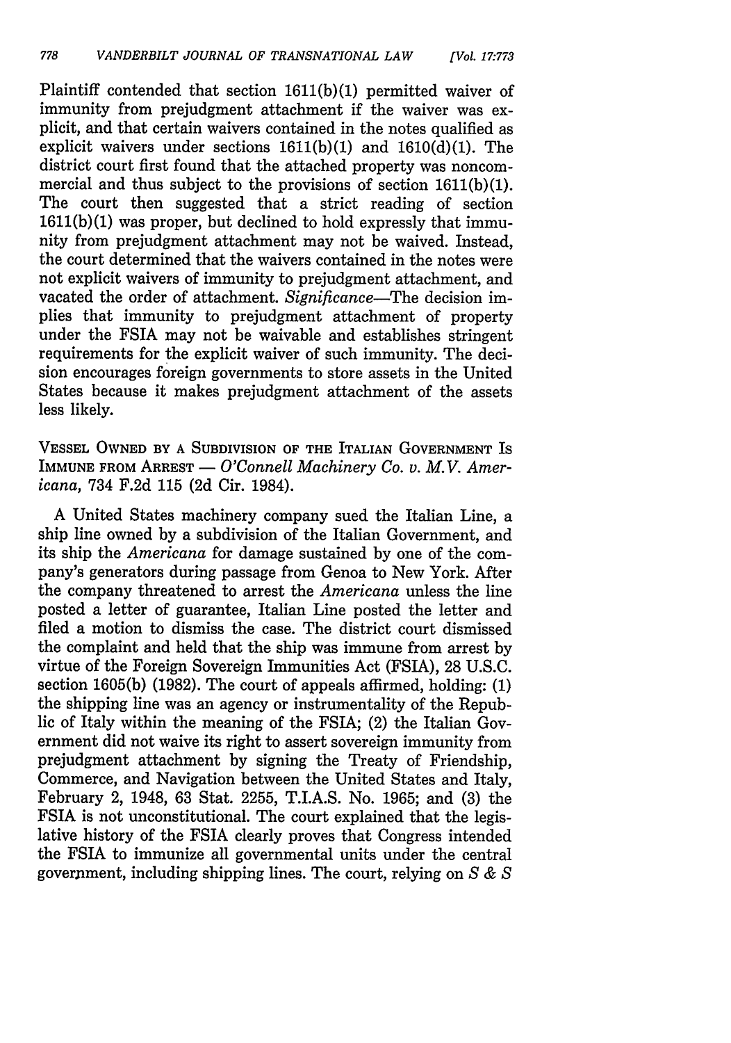Plaintiff contended that section 1611(b)(1) permitted waiver of immunity from prejudgment attachment if the waiver was explicit, and that certain waivers contained in the notes qualified as explicit waivers under sections 1611(b)(1) and 1610(d)(1). The district court first found that the attached property was noncommercial and thus subject to the provisions of section 1611(b)(1). The court then suggested that a strict reading of section 1611(b)(1) was proper, but declined to hold expressly that immunity from prejudgment attachment may not be waived. Instead, the court determined that the waivers contained in the notes were not explicit waivers of immunity to prejudgment attachment, and vacated the order of attachment. *Significance*—The decision implies that immunity to prejudgment attachment of property under the FSIA may not be waivable and establishes stringent requirements for the explicit waiver of such immunity. The decision encourages foreign governments to store assets in the United States because it makes prejudgment attachment of the assets less likely.

VESSEL OWNED BY A SUBDIVISION OF THE ITALIAN GOVERNMENT IS IMMUNE FROM ARREST — *O'Connell Machinery Co. v. M.V. Americana*, 734 F.2d 115 (2d Cir. 1984).

A United States machinery company sued the Italian Line, a ship line owned by a subdivision of the Italian Government, and its ship the *Americana* for damage sustained by one of the company's generators during passage from Genoa to New York. After the company threatened to arrest the *Americana* unless the line posted a letter of guarantee, Italian Line posted the letter and filed a motion to dismiss the case. The district court dismissed the complaint and held that the ship was immune from arrest by virtue of the Foreign Sovereign Immunities Act (FSIA), 28 U.S.C. section 1605(b) (1982). The court of appeals affirmed, holding: (1) the shipping line was an agency or instrumentality of the Republic of Italy within the meaning of the FSIA; (2) the Italian Government did not waive its right to assert sovereign immunity from prejudgment attachment by signing the Treaty of Friendship, Commerce, and Navigation between the United States and Italy, February 2, 1948, 63 Stat. 2255, T.I.A.S. No. 1965; and (3) the FSIA is not unconstitutional. The court explained that the legislative history of the FSIA clearly proves that Congress intended the FSIA to immunize all governmental units under the central government, including shipping lines. The court, relying on *S & S*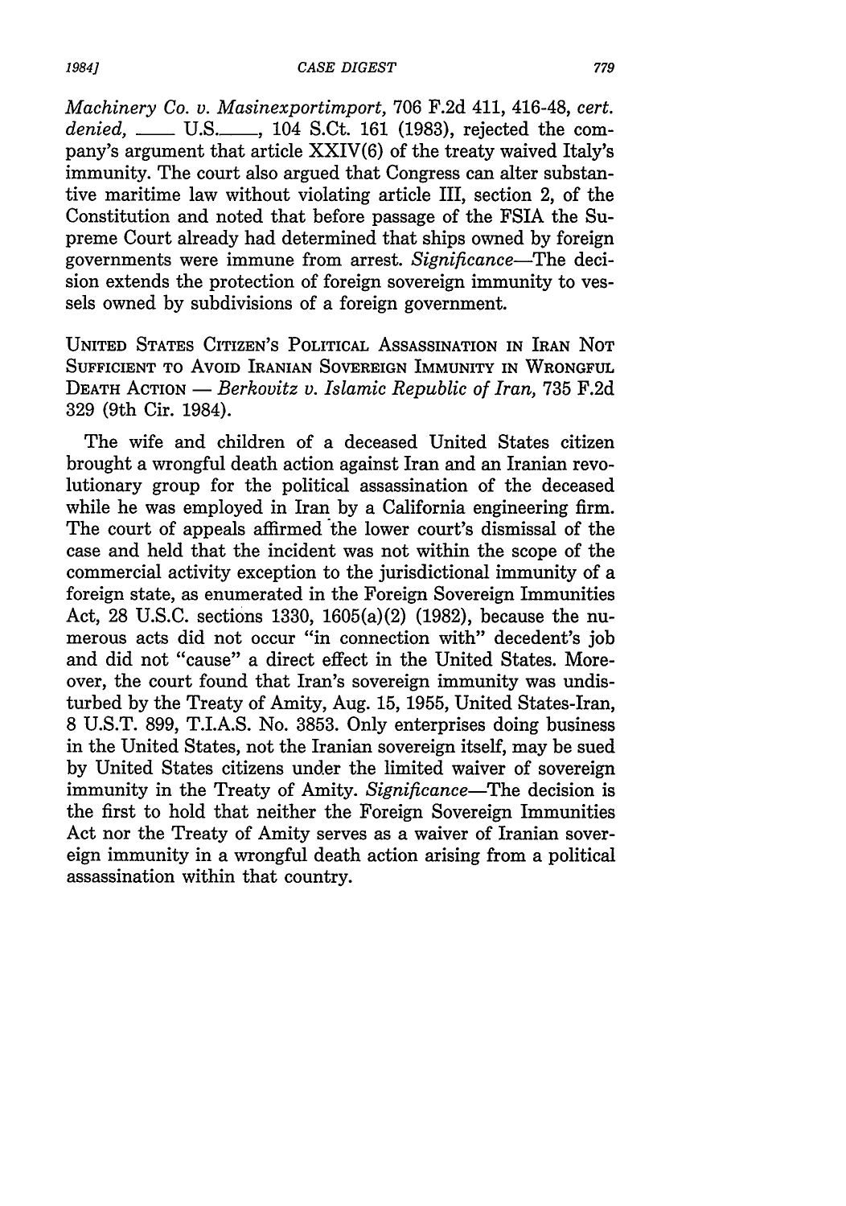*Machinery Co. v. Masinexportimport*, 706 F.2d 411, 416-48, *cert. denied*, ___ U.S.___, 104 S.Ct. 161 (1983), rejected the company's argument that article XXIV(6) of the treaty waived Italy's immunity. The court also argued that Congress can alter substantive maritime law without violating article III, section 2, of the Constitution and noted that before passage of the FSIA the Supreme Court already had determined that ships owned by foreign governments were immune from arrest. *Significance*—The decision extends the protection of foreign sovereign immunity to vessels owned by subdivisions of a foreign government.

UNITED STATES CITIZEN'S POLITICAL ASSASSINATION IN IRAN NOT SUFFICIENT TO AVOID IRANIAN SOVEREIGN IMMUNITY IN WRONGFUL DEATH ACTION — *Berkovitz v. Islamic Republic of Iran*, 735 F.2d 329 (9th Cir. 1984).

The wife and children of a deceased United States citizen brought a wrongful death action against Iran and an Iranian revolutionary group for the political assassination of the deceased while he was employed in Iran by a California engineering firm. The court of appeals affirmed the lower court's dismissal of the case and held that the incident was not within the scope of the commercial activity exception to the jurisdictional immunity of a foreign state, as enumerated in the Foreign Sovereign Immunities Act, 28 U.S.C. sections 1330, 1605(a)(2) (1982), because the numerous acts did not occur "in connection with" decedent's job and did not "cause" a direct effect in the United States. Moreover, the court found that Iran's sovereign immunity was undisturbed by the Treaty of Amity, Aug. 15, 1955, United States-Iran, 8 U.S.T. 899, T.I.A.S. No. 3853. Only enterprises doing business in the United States, not the Iranian sovereign itself, may be sued by United States citizens under the limited waiver of sovereign immunity in the Treaty of Amity. *Significance*—The decision is the first to hold that neither the Foreign Sovereign Immunities Act nor the Treaty of Amity serves as a waiver of Iranian sovereign immunity in a wrongful death action arising from a political assassination within that country.